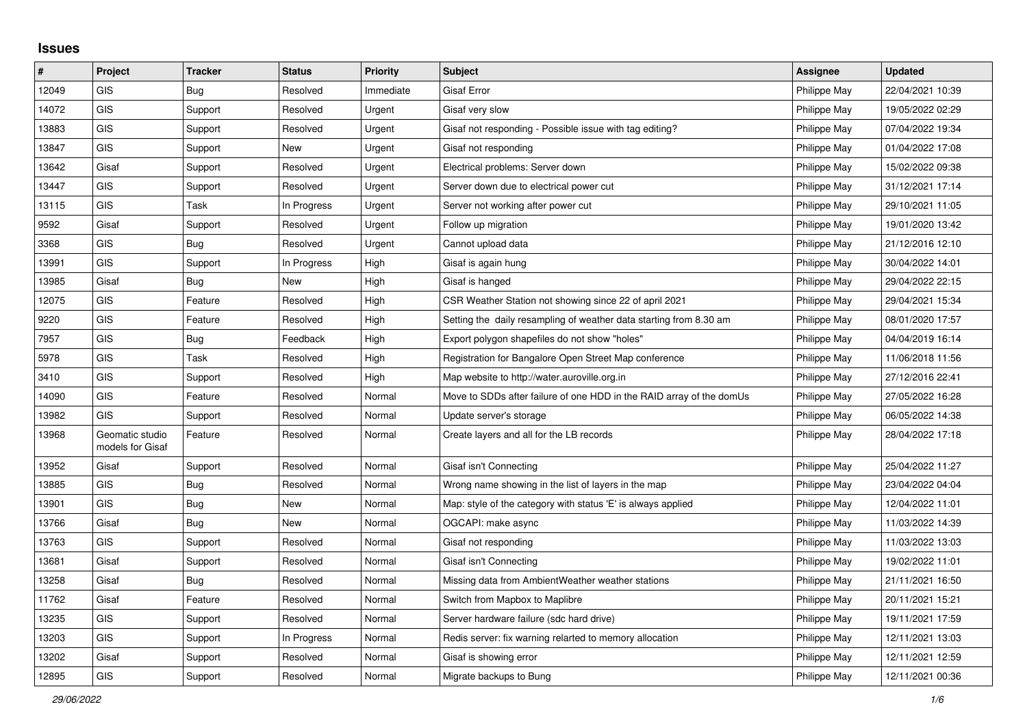## Issues

| # | Project | Tracker | Status | Priority | Subject | Assignee | Updated |
|---|---|---|---|---|---|---|---|
| 12049 | GIS | Bug | Resolved | Immediate | Gisaf Error | Philippe May | 22/04/2021 10:39 |
| 14072 | GIS | Support | Resolved | Urgent | Gisaf very slow | Philippe May | 19/05/2022 02:29 |
| 13883 | GIS | Support | Resolved | Urgent | Gisaf not responding - Possible issue with tag editing? | Philippe May | 07/04/2022 19:34 |
| 13847 | GIS | Support | New | Urgent | Gisaf not responding | Philippe May | 01/04/2022 17:08 |
| 13642 | Gisaf | Support | Resolved | Urgent | Electrical problems: Server down | Philippe May | 15/02/2022 09:38 |
| 13447 | GIS | Support | Resolved | Urgent | Server down due to electrical power cut | Philippe May | 31/12/2021 17:14 |
| 13115 | GIS | Task | In Progress | Urgent | Server not working after power cut | Philippe May | 29/10/2021 11:05 |
| 9592 | Gisaf | Support | Resolved | Urgent | Follow up migration | Philippe May | 19/01/2020 13:42 |
| 3368 | GIS | Bug | Resolved | Urgent | Cannot upload data | Philippe May | 21/12/2016 12:10 |
| 13991 | GIS | Support | In Progress | High | Gisaf is again hung | Philippe May | 30/04/2022 14:01 |
| 13985 | Gisaf | Bug | New | High | Gisaf is hanged | Philippe May | 29/04/2022 22:15 |
| 12075 | GIS | Feature | Resolved | High | CSR Weather Station not showing since 22 of april 2021 | Philippe May | 29/04/2021 15:34 |
| 9220 | GIS | Feature | Resolved | High | Setting the daily resampling of weather data starting from 8.30 am | Philippe May | 08/01/2020 17:57 |
| 7957 | GIS | Bug | Feedback | High | Export polygon shapefiles do not show "holes" | Philippe May | 04/04/2019 16:14 |
| 5978 | GIS | Task | Resolved | High | Registration for Bangalore Open Street Map conference | Philippe May | 11/06/2018 11:56 |
| 3410 | GIS | Support | Resolved | High | Map website to http://water.auroville.org.in | Philippe May | 27/12/2016 22:41 |
| 14090 | GIS | Feature | Resolved | Normal | Move to SDDs after failure of one HDD in the RAID array of the domUs | Philippe May | 27/05/2022 16:28 |
| 13982 | GIS | Support | Resolved | Normal | Update server's storage | Philippe May | 06/05/2022 14:38 |
| 13968 | Geomatic studio models for Gisaf | Feature | Resolved | Normal | Create layers and all for the LB records | Philippe May | 28/04/2022 17:18 |
| 13952 | Gisaf | Support | Resolved | Normal | Gisaf isn't Connecting | Philippe May | 25/04/2022 11:27 |
| 13885 | GIS | Bug | Resolved | Normal | Wrong name showing in the list of layers in the map | Philippe May | 23/04/2022 04:04 |
| 13901 | GIS | Bug | New | Normal | Map: style of the category with status 'E' is always applied | Philippe May | 12/04/2022 11:01 |
| 13766 | Gisaf | Bug | New | Normal | OGCAPI: make async | Philippe May | 11/03/2022 14:39 |
| 13763 | GIS | Support | Resolved | Normal | Gisaf not responding | Philippe May | 11/03/2022 13:03 |
| 13681 | Gisaf | Support | Resolved | Normal | Gisaf isn't Connecting | Philippe May | 19/02/2022 11:01 |
| 13258 | Gisaf | Bug | Resolved | Normal | Missing data from AmbientWeather weather stations | Philippe May | 21/11/2021 16:50 |
| 11762 | Gisaf | Feature | Resolved | Normal | Switch from Mapbox to Maplibre | Philippe May | 20/11/2021 15:21 |
| 13235 | GIS | Support | Resolved | Normal | Server hardware failure (sdc hard drive) | Philippe May | 19/11/2021 17:59 |
| 13203 | GIS | Support | In Progress | Normal | Redis server: fix warning relarted to memory allocation | Philippe May | 12/11/2021 13:03 |
| 13202 | Gisaf | Support | Resolved | Normal | Gisaf is showing error | Philippe May | 12/11/2021 12:59 |
| 12895 | GIS | Support | Resolved | Normal | Migrate backups to Bung | Philippe May | 12/11/2021 00:36 |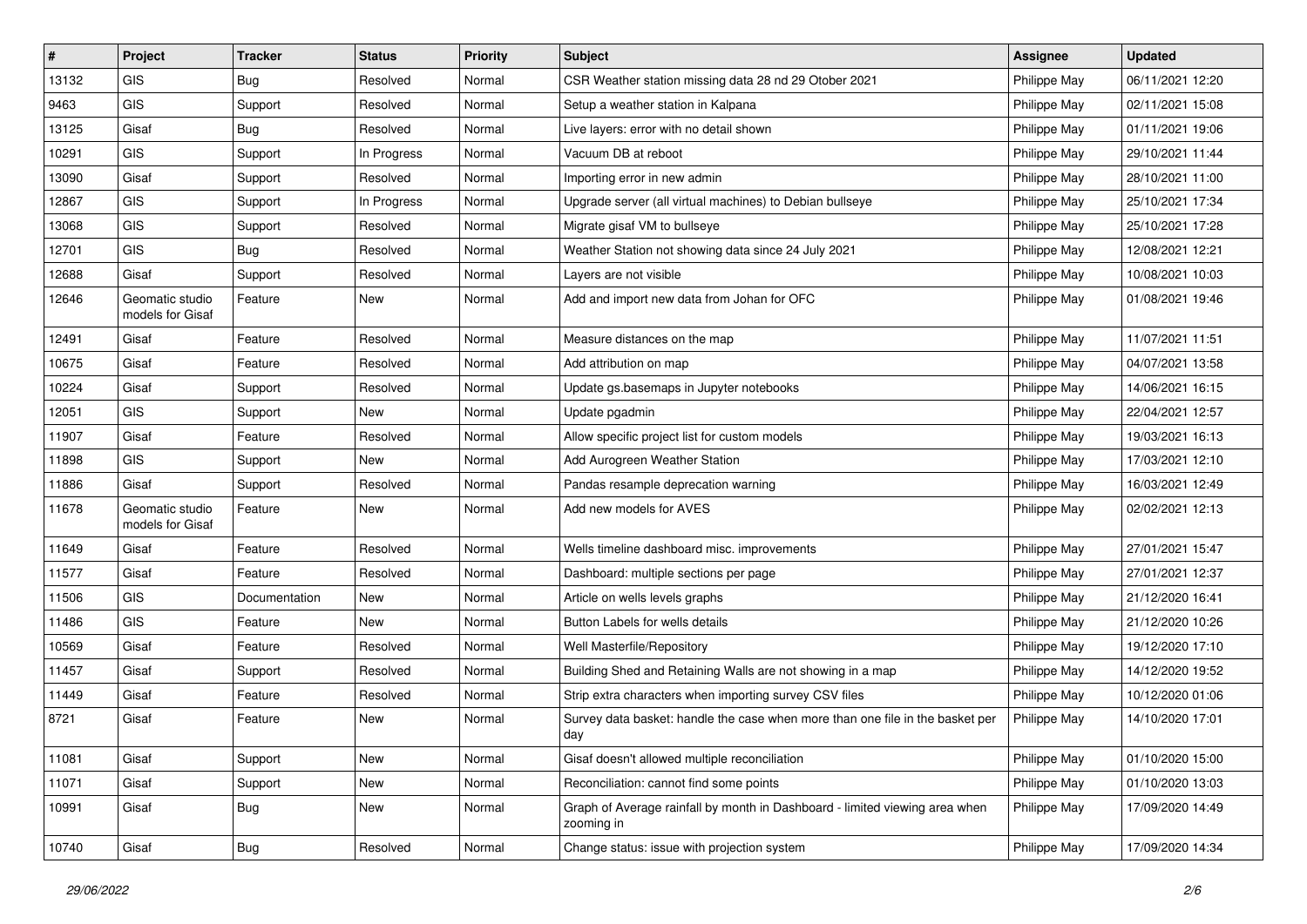| # | Project | Tracker | Status | Priority | Subject | Assignee | Updated |
|---|---|---|---|---|---|---|---|
| 13132 | GIS | Bug | Resolved | Normal | CSR Weather station missing data 28 nd 29 Otober 2021 | Philippe May | 06/11/2021 12:20 |
| 9463 | GIS | Support | Resolved | Normal | Setup a weather station in Kalpana | Philippe May | 02/11/2021 15:08 |
| 13125 | Gisaf | Bug | Resolved | Normal | Live layers: error with no detail shown | Philippe May | 01/11/2021 19:06 |
| 10291 | GIS | Support | In Progress | Normal | Vacuum DB at reboot | Philippe May | 29/10/2021 11:44 |
| 13090 | Gisaf | Support | Resolved | Normal | Importing error in new admin | Philippe May | 28/10/2021 11:00 |
| 12867 | GIS | Support | In Progress | Normal | Upgrade server (all virtual machines) to Debian bullseye | Philippe May | 25/10/2021 17:34 |
| 13068 | GIS | Support | Resolved | Normal | Migrate gisaf VM to bullseye | Philippe May | 25/10/2021 17:28 |
| 12701 | GIS | Bug | Resolved | Normal | Weather Station not showing data since 24 July 2021 | Philippe May | 12/08/2021 12:21 |
| 12688 | Gisaf | Support | Resolved | Normal | Layers are not visible | Philippe May | 10/08/2021 10:03 |
| 12646 | Geomatic studio models for Gisaf | Feature | New | Normal | Add and import new data from Johan for OFC | Philippe May | 01/08/2021 19:46 |
| 12491 | Gisaf | Feature | Resolved | Normal | Measure distances on the map | Philippe May | 11/07/2021 11:51 |
| 10675 | Gisaf | Feature | Resolved | Normal | Add attribution on map | Philippe May | 04/07/2021 13:58 |
| 10224 | Gisaf | Support | Resolved | Normal | Update gs.basemaps in Jupyter notebooks | Philippe May | 14/06/2021 16:15 |
| 12051 | GIS | Support | New | Normal | Update pgadmin | Philippe May | 22/04/2021 12:57 |
| 11907 | Gisaf | Feature | Resolved | Normal | Allow specific project list for custom models | Philippe May | 19/03/2021 16:13 |
| 11898 | GIS | Support | New | Normal | Add Aurogreen Weather Station | Philippe May | 17/03/2021 12:10 |
| 11886 | Gisaf | Support | Resolved | Normal | Pandas resample deprecation warning | Philippe May | 16/03/2021 12:49 |
| 11678 | Geomatic studio models for Gisaf | Feature | New | Normal | Add new models for AVES | Philippe May | 02/02/2021 12:13 |
| 11649 | Gisaf | Feature | Resolved | Normal | Wells timeline dashboard misc. improvements | Philippe May | 27/01/2021 15:47 |
| 11577 | Gisaf | Feature | Resolved | Normal | Dashboard: multiple sections per page | Philippe May | 27/01/2021 12:37 |
| 11506 | GIS | Documentation | New | Normal | Article on wells levels graphs | Philippe May | 21/12/2020 16:41 |
| 11486 | GIS | Feature | New | Normal | Button Labels for wells details | Philippe May | 21/12/2020 10:26 |
| 10569 | Gisaf | Feature | Resolved | Normal | Well Masterfile/Repository | Philippe May | 19/12/2020 17:10 |
| 11457 | Gisaf | Support | Resolved | Normal | Building Shed and Retaining Walls are not showing in a map | Philippe May | 14/12/2020 19:52 |
| 11449 | Gisaf | Feature | Resolved | Normal | Strip extra characters when importing survey CSV files | Philippe May | 10/12/2020 01:06 |
| 8721 | Gisaf | Feature | New | Normal | Survey data basket: handle the case when more than one file in the basket per day | Philippe May | 14/10/2020 17:01 |
| 11081 | Gisaf | Support | New | Normal | Gisaf doesn't allowed multiple reconciliation | Philippe May | 01/10/2020 15:00 |
| 11071 | Gisaf | Support | New | Normal | Reconciliation: cannot find some points | Philippe May | 01/10/2020 13:03 |
| 10991 | Gisaf | Bug | New | Normal | Graph of Average rainfall by month in Dashboard - limited viewing area when zooming in | Philippe May | 17/09/2020 14:49 |
| 10740 | Gisaf | Bug | Resolved | Normal | Change status: issue with projection system | Philippe May | 17/09/2020 14:34 |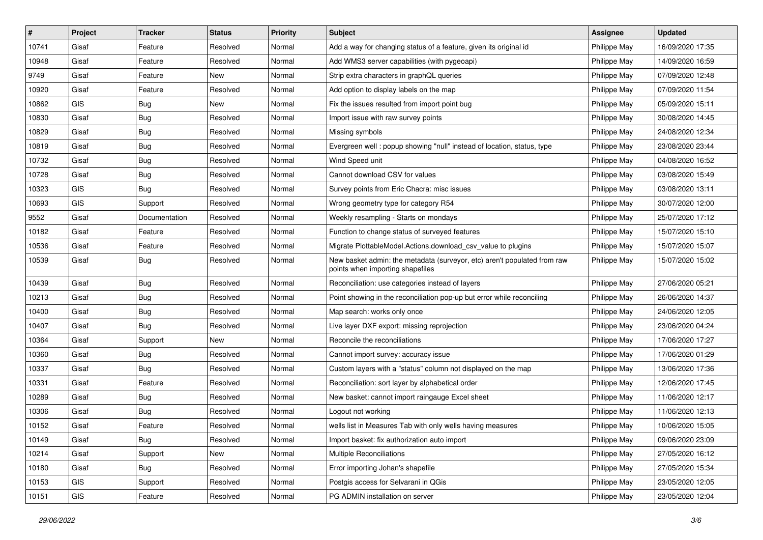| # | Project | Tracker | Status | Priority | Subject | Assignee | Updated |
|---|---|---|---|---|---|---|---|
| 10741 | Gisaf | Feature | Resolved | Normal | Add a way for changing status of a feature, given its original id | Philippe May | 16/09/2020 17:35 |
| 10948 | Gisaf | Feature | Resolved | Normal | Add WMS3 server capabilities (with pygeoapi) | Philippe May | 14/09/2020 16:59 |
| 9749 | Gisaf | Feature | New | Normal | Strip extra characters in graphQL queries | Philippe May | 07/09/2020 12:48 |
| 10920 | Gisaf | Feature | Resolved | Normal | Add option to display labels on the map | Philippe May | 07/09/2020 11:54 |
| 10862 | GIS | Bug | New | Normal | Fix the issues resulted from import point bug | Philippe May | 05/09/2020 15:11 |
| 10830 | Gisaf | Bug | Resolved | Normal | Import issue with raw survey points | Philippe May | 30/08/2020 14:45 |
| 10829 | Gisaf | Bug | Resolved | Normal | Missing symbols | Philippe May | 24/08/2020 12:34 |
| 10819 | Gisaf | Bug | Resolved | Normal | Evergreen well : popup showing "null" instead of location, status, type | Philippe May | 23/08/2020 23:44 |
| 10732 | Gisaf | Bug | Resolved | Normal | Wind Speed unit | Philippe May | 04/08/2020 16:52 |
| 10728 | Gisaf | Bug | Resolved | Normal | Cannot download CSV for values | Philippe May | 03/08/2020 15:49 |
| 10323 | GIS | Bug | Resolved | Normal | Survey points from Eric Chacra: misc issues | Philippe May | 03/08/2020 13:11 |
| 10693 | GIS | Support | Resolved | Normal | Wrong geometry type for category R54 | Philippe May | 30/07/2020 12:00 |
| 9552 | Gisaf | Documentation | Resolved | Normal | Weekly resampling - Starts on mondays | Philippe May | 25/07/2020 17:12 |
| 10182 | Gisaf | Feature | Resolved | Normal | Function to change status of surveyed features | Philippe May | 15/07/2020 15:10 |
| 10536 | Gisaf | Feature | Resolved | Normal | Migrate PlottableModel.Actions.download_csv_value to plugins | Philippe May | 15/07/2020 15:07 |
| 10539 | Gisaf | Bug | Resolved | Normal | New basket admin: the metadata (surveyor, etc) aren't populated from raw points when importing shapefiles | Philippe May | 15/07/2020 15:02 |
| 10439 | Gisaf | Bug | Resolved | Normal | Reconciliation: use categories instead of layers | Philippe May | 27/06/2020 05:21 |
| 10213 | Gisaf | Bug | Resolved | Normal | Point showing in the reconciliation pop-up but error while reconciling | Philippe May | 26/06/2020 14:37 |
| 10400 | Gisaf | Bug | Resolved | Normal | Map search: works only once | Philippe May | 24/06/2020 12:05 |
| 10407 | Gisaf | Bug | Resolved | Normal | Live layer DXF export: missing reprojection | Philippe May | 23/06/2020 04:24 |
| 10364 | Gisaf | Support | New | Normal | Reconcile the reconciliations | Philippe May | 17/06/2020 17:27 |
| 10360 | Gisaf | Bug | Resolved | Normal | Cannot import survey: accuracy issue | Philippe May | 17/06/2020 01:29 |
| 10337 | Gisaf | Bug | Resolved | Normal | Custom layers with a "status" column not displayed on the map | Philippe May | 13/06/2020 17:36 |
| 10331 | Gisaf | Feature | Resolved | Normal | Reconciliation: sort layer by alphabetical order | Philippe May | 12/06/2020 17:45 |
| 10289 | Gisaf | Bug | Resolved | Normal | New basket: cannot import raingauge Excel sheet | Philippe May | 11/06/2020 12:17 |
| 10306 | Gisaf | Bug | Resolved | Normal | Logout not working | Philippe May | 11/06/2020 12:13 |
| 10152 | Gisaf | Feature | Resolved | Normal | wells list in Measures Tab with only wells having measures | Philippe May | 10/06/2020 15:05 |
| 10149 | Gisaf | Bug | Resolved | Normal | Import basket: fix authorization auto import | Philippe May | 09/06/2020 23:09 |
| 10214 | Gisaf | Support | New | Normal | Multiple Reconciliations | Philippe May | 27/05/2020 16:12 |
| 10180 | Gisaf | Bug | Resolved | Normal | Error importing Johan's shapefile | Philippe May | 27/05/2020 15:34 |
| 10153 | GIS | Support | Resolved | Normal | Postgis access for Selvarani in QGis | Philippe May | 23/05/2020 12:05 |
| 10151 | GIS | Feature | Resolved | Normal | PG ADMIN installation on server | Philippe May | 23/05/2020 12:04 |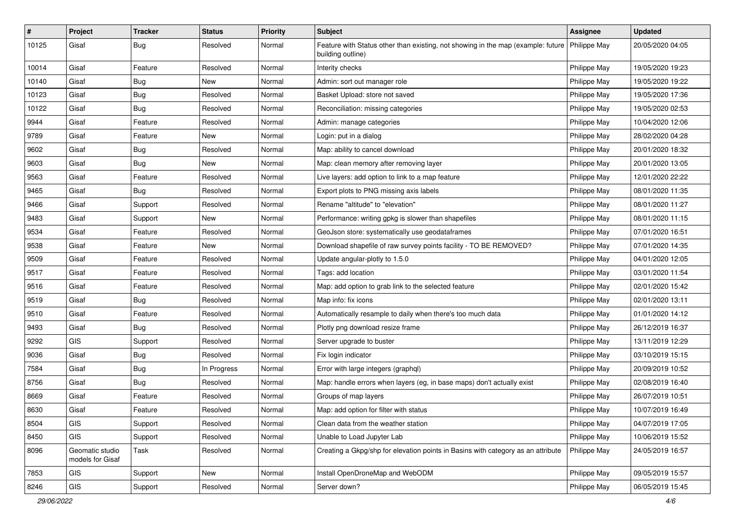| # | Project | Tracker | Status | Priority | Subject | Assignee | Updated |
|---|---|---|---|---|---|---|---|
| 10125 | Gisaf | Bug | Resolved | Normal | Feature with Status other than existing, not showing in the map (example: future building outline) | Philippe May | 20/05/2020 04:05 |
| 10014 | Gisaf | Feature | Resolved | Normal | Interity checks | Philippe May | 19/05/2020 19:23 |
| 10140 | Gisaf | Bug | New | Normal | Admin: sort out manager role | Philippe May | 19/05/2020 19:22 |
| 10123 | Gisaf | Bug | Resolved | Normal | Basket Upload: store not saved | Philippe May | 19/05/2020 17:36 |
| 10122 | Gisaf | Bug | Resolved | Normal | Reconciliation: missing categories | Philippe May | 19/05/2020 02:53 |
| 9944 | Gisaf | Feature | Resolved | Normal | Admin: manage categories | Philippe May | 10/04/2020 12:06 |
| 9789 | Gisaf | Feature | New | Normal | Login: put in a dialog | Philippe May | 28/02/2020 04:28 |
| 9602 | Gisaf | Bug | Resolved | Normal | Map: ability to cancel download | Philippe May | 20/01/2020 18:32 |
| 9603 | Gisaf | Bug | New | Normal | Map: clean memory after removing layer | Philippe May | 20/01/2020 13:05 |
| 9563 | Gisaf | Feature | Resolved | Normal | Live layers: add option to link to a map feature | Philippe May | 12/01/2020 22:22 |
| 9465 | Gisaf | Bug | Resolved | Normal | Export plots to PNG missing axis labels | Philippe May | 08/01/2020 11:35 |
| 9466 | Gisaf | Support | Resolved | Normal | Rename "altitude" to "elevation" | Philippe May | 08/01/2020 11:27 |
| 9483 | Gisaf | Support | New | Normal | Performance: writing gpkg is slower than shapefiles | Philippe May | 08/01/2020 11:15 |
| 9534 | Gisaf | Feature | Resolved | Normal | GeoJson store: systematically use geodataframes | Philippe May | 07/01/2020 16:51 |
| 9538 | Gisaf | Feature | New | Normal | Download shapefile of raw survey points facility - TO BE REMOVED? | Philippe May | 07/01/2020 14:35 |
| 9509 | Gisaf | Feature | Resolved | Normal | Update angular-plotly to 1.5.0 | Philippe May | 04/01/2020 12:05 |
| 9517 | Gisaf | Feature | Resolved | Normal | Tags: add location | Philippe May | 03/01/2020 11:54 |
| 9516 | Gisaf | Feature | Resolved | Normal | Map: add option to grab link to the selected feature | Philippe May | 02/01/2020 15:42 |
| 9519 | Gisaf | Bug | Resolved | Normal | Map info: fix icons | Philippe May | 02/01/2020 13:11 |
| 9510 | Gisaf | Feature | Resolved | Normal | Automatically resample to daily when there's too much data | Philippe May | 01/01/2020 14:12 |
| 9493 | Gisaf | Bug | Resolved | Normal | Plotly png download resize frame | Philippe May | 26/12/2019 16:37 |
| 9292 | GIS | Support | Resolved | Normal | Server upgrade to buster | Philippe May | 13/11/2019 12:29 |
| 9036 | Gisaf | Bug | Resolved | Normal | Fix login indicator | Philippe May | 03/10/2019 15:15 |
| 7584 | Gisaf | Bug | In Progress | Normal | Error with large integers (graphql) | Philippe May | 20/09/2019 10:52 |
| 8756 | Gisaf | Bug | Resolved | Normal | Map: handle errors when layers (eg, in base maps) don't actually exist | Philippe May | 02/08/2019 16:40 |
| 8669 | Gisaf | Feature | Resolved | Normal | Groups of map layers | Philippe May | 26/07/2019 10:51 |
| 8630 | Gisaf | Feature | Resolved | Normal | Map: add option for filter with status | Philippe May | 10/07/2019 16:49 |
| 8504 | GIS | Support | Resolved | Normal | Clean data from the weather station | Philippe May | 04/07/2019 17:05 |
| 8450 | GIS | Support | Resolved | Normal | Unable to Load Jupyter Lab | Philippe May | 10/06/2019 15:52 |
| 8096 | Geomatic studio models for Gisaf | Task | Resolved | Normal | Creating a Gkpg/shp for elevation points in Basins with category as an attribute | Philippe May | 24/05/2019 16:57 |
| 7853 | GIS | Support | New | Normal | Install OpenDroneMap and WebODM | Philippe May | 09/05/2019 15:57 |
| 8246 | GIS | Support | Resolved | Normal | Server down? | Philippe May | 06/05/2019 15:45 |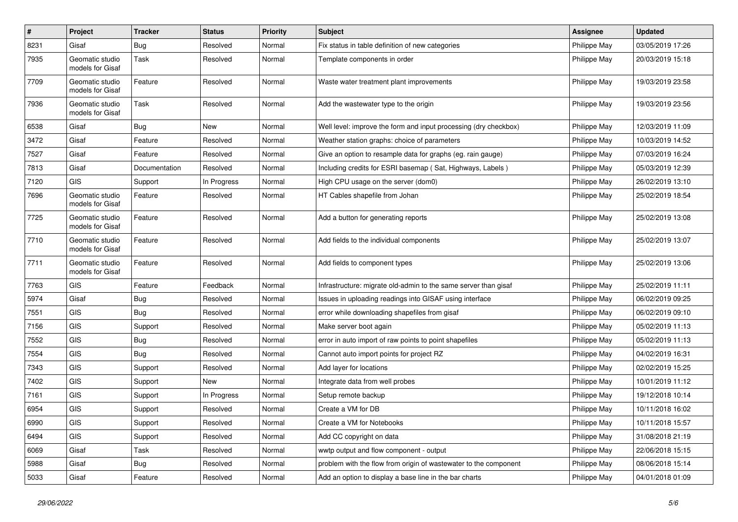| # | Project | Tracker | Status | Priority | Subject | Assignee | Updated |
|---|---|---|---|---|---|---|---|
| 8231 | Gisaf | Bug | Resolved | Normal | Fix status in table definition of new categories | Philippe May | 03/05/2019 17:26 |
| 7935 | Geomatic studio models for Gisaf | Task | Resolved | Normal | Template components in order | Philippe May | 20/03/2019 15:18 |
| 7709 | Geomatic studio models for Gisaf | Feature | Resolved | Normal | Waste water treatment plant improvements | Philippe May | 19/03/2019 23:58 |
| 7936 | Geomatic studio models for Gisaf | Task | Resolved | Normal | Add the wastewater type to the origin | Philippe May | 19/03/2019 23:56 |
| 6538 | Gisaf | Bug | New | Normal | Well level: improve the form and input processing (dry checkbox) | Philippe May | 12/03/2019 11:09 |
| 3472 | Gisaf | Feature | Resolved | Normal | Weather station graphs: choice of parameters | Philippe May | 10/03/2019 14:52 |
| 7527 | Gisaf | Feature | Resolved | Normal | Give an option to resample data for graphs (eg. rain gauge) | Philippe May | 07/03/2019 16:24 |
| 7813 | Gisaf | Documentation | Resolved | Normal | Including credits for ESRI basemap ( Sat, Highways, Labels ) | Philippe May | 05/03/2019 12:39 |
| 7120 | GIS | Support | In Progress | Normal | High CPU usage on the server (dom0) | Philippe May | 26/02/2019 13:10 |
| 7696 | Geomatic studio models for Gisaf | Feature | Resolved | Normal | HT Cables shapefile from Johan | Philippe May | 25/02/2019 18:54 |
| 7725 | Geomatic studio models for Gisaf | Feature | Resolved | Normal | Add a button for generating reports | Philippe May | 25/02/2019 13:08 |
| 7710 | Geomatic studio models for Gisaf | Feature | Resolved | Normal | Add fields to the individual components | Philippe May | 25/02/2019 13:07 |
| 7711 | Geomatic studio models for Gisaf | Feature | Resolved | Normal | Add fields to component types | Philippe May | 25/02/2019 13:06 |
| 7763 | GIS | Feature | Feedback | Normal | Infrastructure: migrate old-admin to the same server than gisaf | Philippe May | 25/02/2019 11:11 |
| 5974 | Gisaf | Bug | Resolved | Normal | Issues in uploading readings into GISAF using interface | Philippe May | 06/02/2019 09:25 |
| 7551 | GIS | Bug | Resolved | Normal | error while downloading shapefiles from gisaf | Philippe May | 06/02/2019 09:10 |
| 7156 | GIS | Support | Resolved | Normal | Make server boot again | Philippe May | 05/02/2019 11:13 |
| 7552 | GIS | Bug | Resolved | Normal | error in auto import of raw points to point shapefiles | Philippe May | 05/02/2019 11:13 |
| 7554 | GIS | Bug | Resolved | Normal | Cannot auto import points for project RZ | Philippe May | 04/02/2019 16:31 |
| 7343 | GIS | Support | Resolved | Normal | Add layer for locations | Philippe May | 02/02/2019 15:25 |
| 7402 | GIS | Support | New | Normal | Integrate data from well probes | Philippe May | 10/01/2019 11:12 |
| 7161 | GIS | Support | In Progress | Normal | Setup remote backup | Philippe May | 19/12/2018 10:14 |
| 6954 | GIS | Support | Resolved | Normal | Create a VM for DB | Philippe May | 10/11/2018 16:02 |
| 6990 | GIS | Support | Resolved | Normal | Create a VM for Notebooks | Philippe May | 10/11/2018 15:57 |
| 6494 | GIS | Support | Resolved | Normal | Add CC copyright on data | Philippe May | 31/08/2018 21:19 |
| 6069 | Gisaf | Task | Resolved | Normal | wwtp output and flow component - output | Philippe May | 22/06/2018 15:15 |
| 5988 | Gisaf | Bug | Resolved | Normal | problem with the flow from origin of wastewater to the component | Philippe May | 08/06/2018 15:14 |
| 5033 | Gisaf | Feature | Resolved | Normal | Add an option to display a base line in the bar charts | Philippe May | 04/01/2018 01:09 |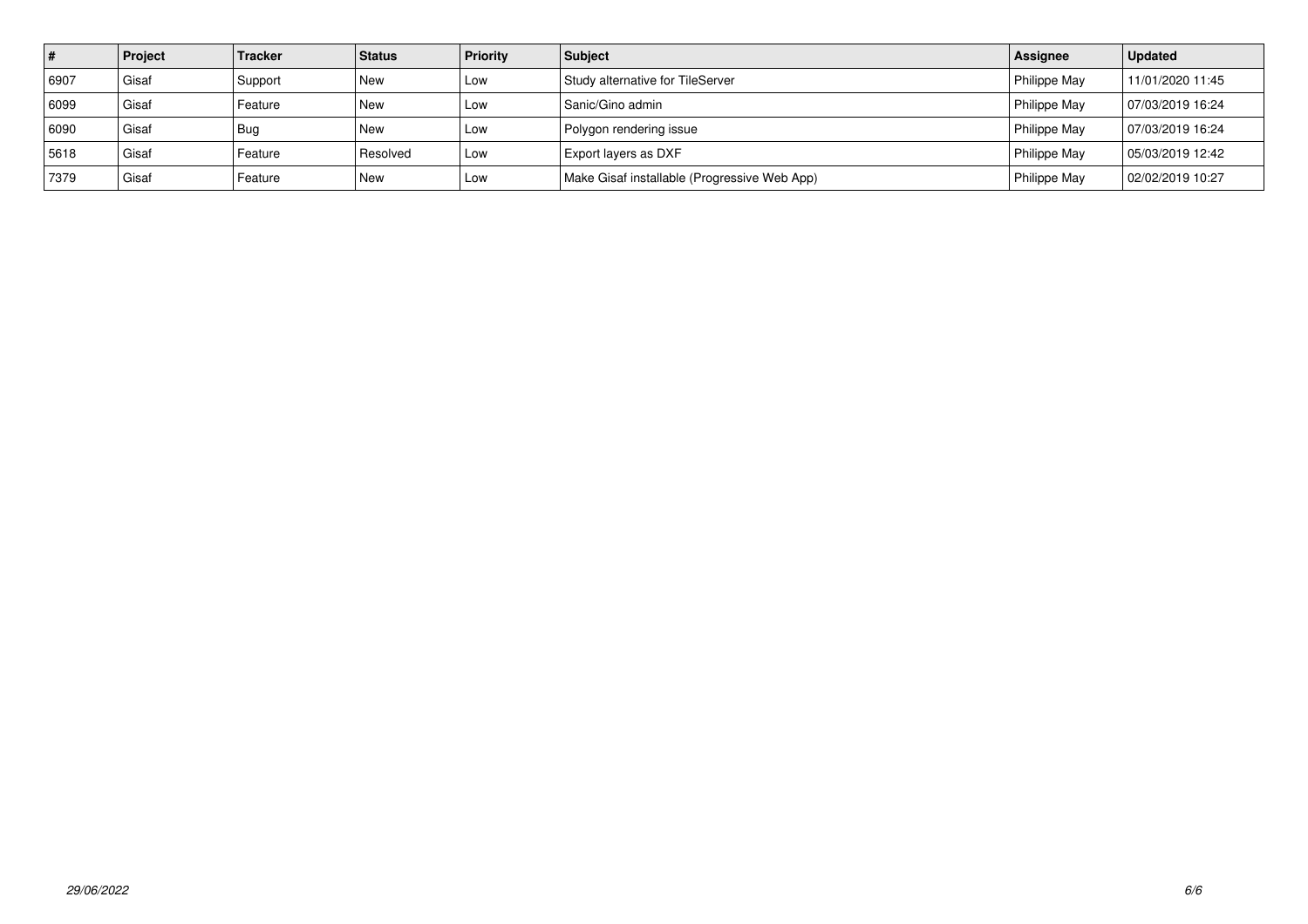| # | Project | Tracker | Status | Priority | Subject | Assignee | Updated |
|---|---|---|---|---|---|---|---|
| 6907 | Gisaf | Support | New | Low | Study alternative for TileServer | Philippe May | 11/01/2020 11:45 |
| 6099 | Gisaf | Feature | New | Low | Sanic/Gino admin | Philippe May | 07/03/2019 16:24 |
| 6090 | Gisaf | Bug | New | Low | Polygon rendering issue | Philippe May | 07/03/2019 16:24 |
| 5618 | Gisaf | Feature | Resolved | Low | Export layers as DXF | Philippe May | 05/03/2019 12:42 |
| 7379 | Gisaf | Feature | New | Low | Make Gisaf installable (Progressive Web App) | Philippe May | 02/02/2019 10:27 |